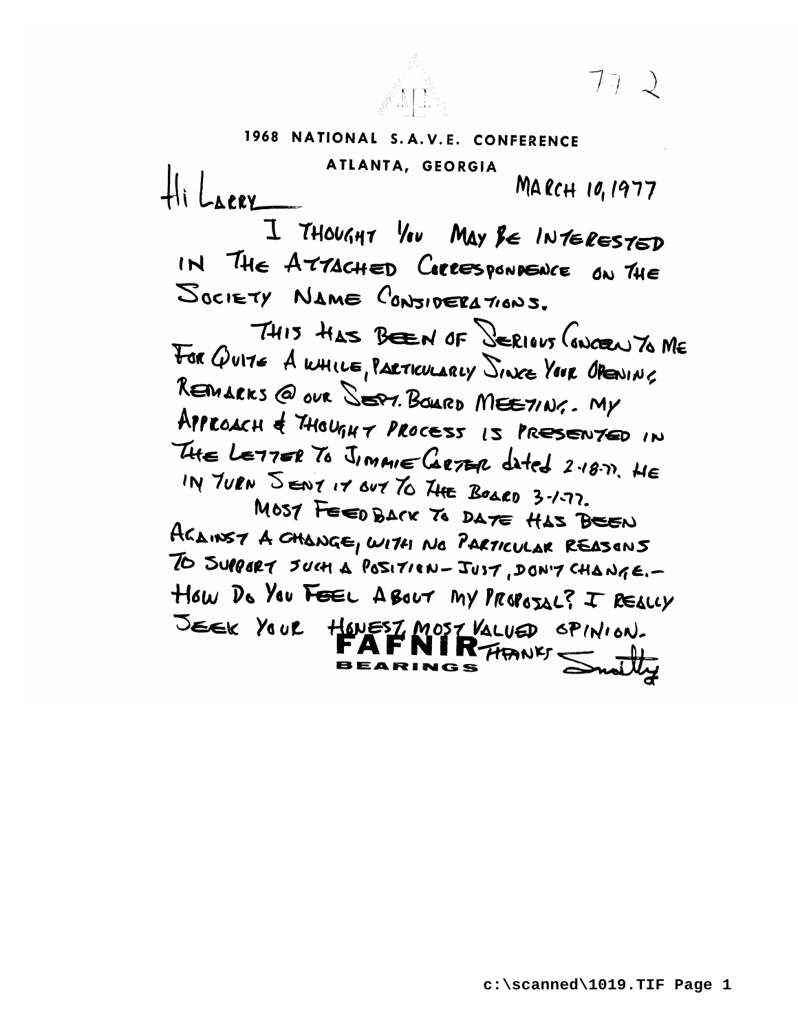77 2

**1968 NATIONAL S.A.V.E. CONFERENCE**

**ATLANTA, GEORGIA**

MARCH 10, 1977

Hi Larry

I THOUGHT YOU MAY BE INTERESTED IN THE ATTACHED CORRESPONDENCE ON THE SOCIETY NAME CONSIDERATIONS.

THIS HAS BEEN OF SERIOUS CONCERN TO ME FOR QUITE A WHILE, PARTICULARLY SINCE YOUR OPENING REMARKS @ OUR SEPT. BOARD MEETING. MY APPROACH & THOUGHT PROCESS IS PRESENTED IN THE LETTER TO JIMMIE CARTER dated 2-18-77. HE IN TURN SENT IT OUT TO THE BOARD 3-1-77.

MOST FEEDBACK TO DATE HAS BEEN AGAINST A CHANGE, WITH NO PARTICULAR REASONS TO SUPPORT SUCH A POSITION - JUST, DON'T CHANGE. - HOW DO YOU FEEL ABOUT MY PROPOSAL? I REALLY SEEK YOUR HONEST, MOST VALUED OPINION.

THANKS — Smitty

**FAFNIR BEARINGS**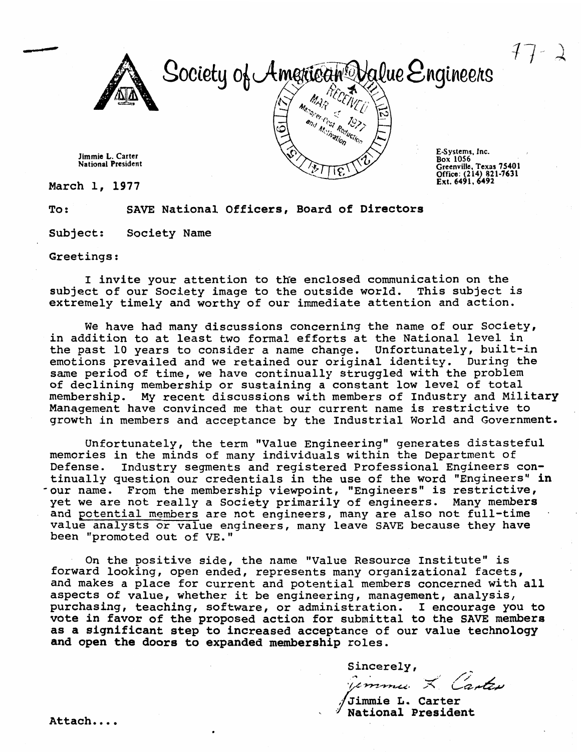# Society of American Value Engineers

Jimmie L. Carter
National President

E-Systems, Inc.
Box 1056
Greenville, Texas 75401
Office: (214) 821-7631
Ext. 6491, 6492

RECEIVED
MAR 4 1977
Manager, Cost Reduction and Motivation

March 1, 1977

To: SAVE National Officers, Board of Directors

Subject: Society Name

Greetings:

I invite your attention to the enclosed communication on the subject of our Society image to the outside world. This subject is extremely timely and worthy of our immediate attention and action.

We have had many discussions concerning the name of our Society, in addition to at least two formal efforts at the National level in the past 10 years to consider a name change. Unfortunately, built-in emotions prevailed and we retained our original identity. During the same period of time, we have continually struggled with the problem of declining membership or sustaining a constant low level of total membership. My recent discussions with members of Industry and Military Management have convinced me that our current name is restrictive to growth in members and acceptance by the Industrial World and Government.

Unfortunately, the term "Value Engineering" generates distasteful memories in the minds of many individuals within the Department of Defense. Industry segments and registered Professional Engineers continually question our credentials in the use of the word "Engineers" in our name. From the membership viewpoint, "Engineers" is restrictive, yet we are not really a Society primarily of engineers. Many members and potential members are not engineers, many are also not full-time value analysts or value engineers, many leave SAVE because they have been "promoted out of VE."

On the positive side, the name "Value Resource Institute" is forward looking, open ended, represents many organizational facets, and makes a place for current and potential members concerned with all aspects of value, whether it be engineering, management, analysis, purchasing, teaching, software, or administration. I encourage you to vote in favor of the proposed action for submittal to the SAVE members as a significant step to increased acceptance of our value technology and open the doors to expanded membership roles.

Sincerely,

Jimmie L. Carter
National President

Attach....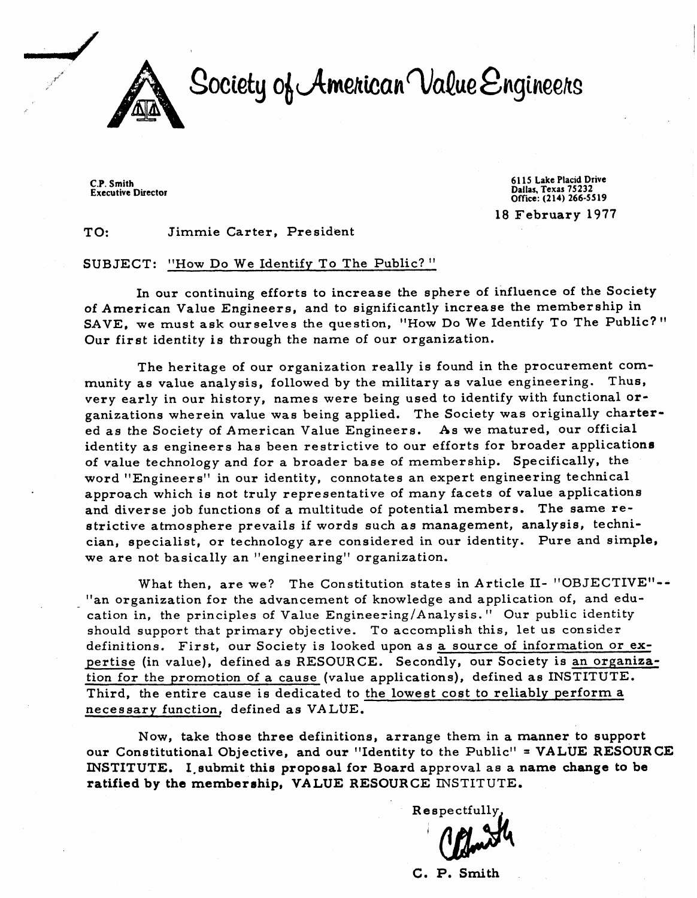# Society of American Value Engineers

C.P. Smith
Executive Director

6115 Lake Placid Drive
Dallas, Texas 75232
Office: (214) 266-5519

18 February 1977

TO: Jimmie Carter, President

SUBJECT: "How Do We Identify To The Public?"

In our continuing efforts to increase the sphere of influence of the Society of American Value Engineers, and to significantly increase the membership in SAVE, we must ask ourselves the question, "How Do We Identify To The Public?" Our first identity is through the name of our organization.

The heritage of our organization really is found in the procurement community as value analysis, followed by the military as value engineering. Thus, very early in our history, names were being used to identify with functional organizations wherein value was being applied. The Society was originally chartered as the Society of American Value Engineers. As we matured, our official identity as engineers has been restrictive to our efforts for broader applications of value technology and for a broader base of membership. Specifically, the word "Engineers" in our identity, connotates an expert engineering technical approach which is not truly representative of many facets of value applications and diverse job functions of a multitude of potential members. The same restrictive atmosphere prevails if words such as management, analysis, technician, specialist, or technology are considered in our identity. Pure and simple, we are not basically an "engineering" organization.

What then, are we? The Constitution states in Article II- "OBJECTIVE"-- "an organization for the advancement of knowledge and application of, and education in, the principles of Value Engineering/Analysis." Our public identity should support that primary objective. To accomplish this, let us consider definitions. First, our Society is looked upon as a source of information or expertise (in value), defined as RESOURCE. Secondly, our Society is an organization for the promotion of a cause (value applications), defined as INSTITUTE. Third, the entire cause is dedicated to the lowest cost to reliably perform a necessary function, defined as VALUE.

Now, take those three definitions, arrange them in a manner to support our Constitutional Objective, and our "Identity to the Public" = **VALUE RESOURCE INSTITUTE. I submit this proposal for Board approval as a name change to be ratified by the membership, VALUE RESOURCE INSTITUTE.**

Respectfully,

C. P. Smith